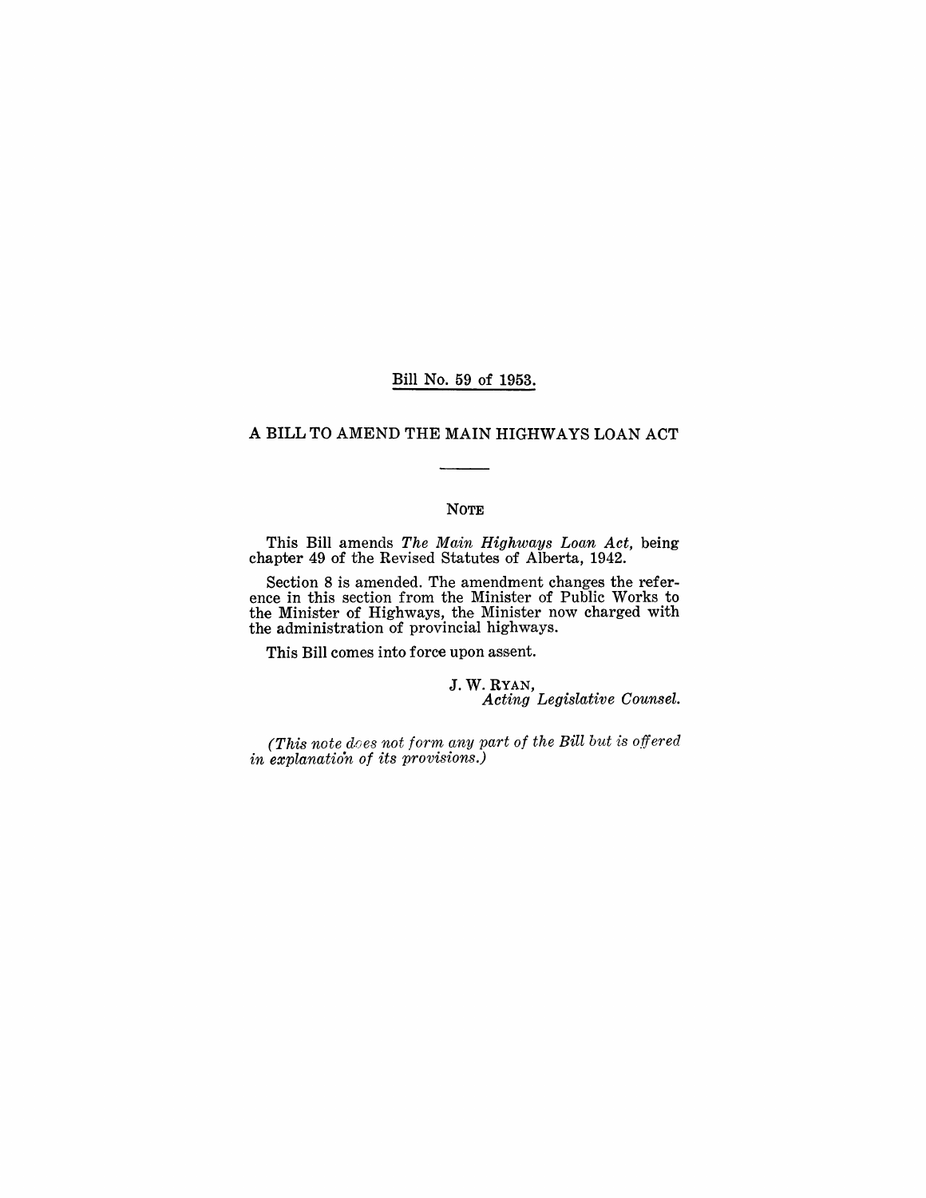Bill No. 59 of 1953.

# A BILL TO AMEND THE MAIN HIGHWAYS LOAN ACT

NOTE

This Bill amends *The Main Highways Loan Act,* being chapter 49 of the Revised Statutes of Alberta, 1942.

Section 8 is amended. The amendment changes the reference in this section from the Minister of Public Works to the Minister of Highways, the Minister now charged with the administration of provincial highways.

This Bill comes into force upon assent.

J. W. RYAN,
*Acting Legislative Counsel.*

*(This note does not form any part of the Bill but is offered in explanation of its provisions.)*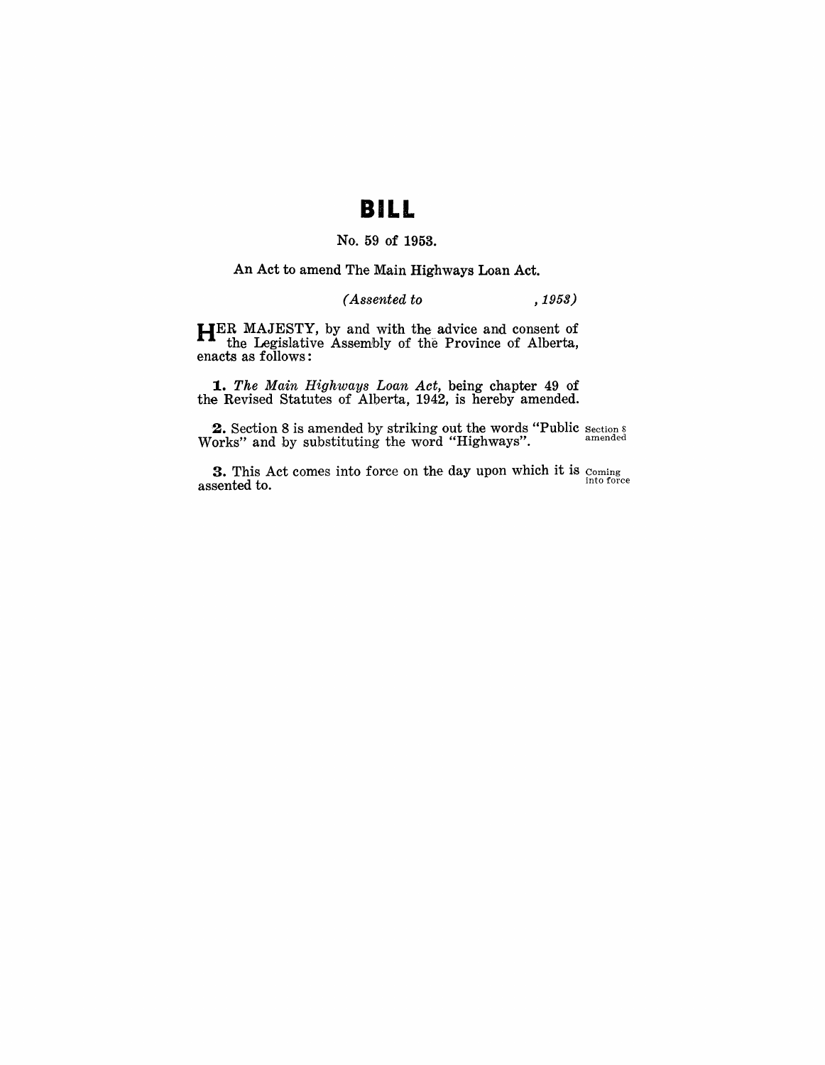# BILL

No. 59 of 1953.

An Act to amend The Main Highways Loan Act.

*(Assented to , 1953)*

HER MAJESTY, by and with the advice and consent of the Legislative Assembly of the Province of Alberta, enacts as follows:

**1.** *The Main Highways Loan Act*, being chapter 49 of the Revised Statutes of Alberta, 1942, is hereby amended.

**2.** Section 8 is amended by striking out the words "Public Works" and by substituting the word "Highways".

Section 8 amended

**3.** This Act comes into force on the day upon which it is assented to.

Coming into force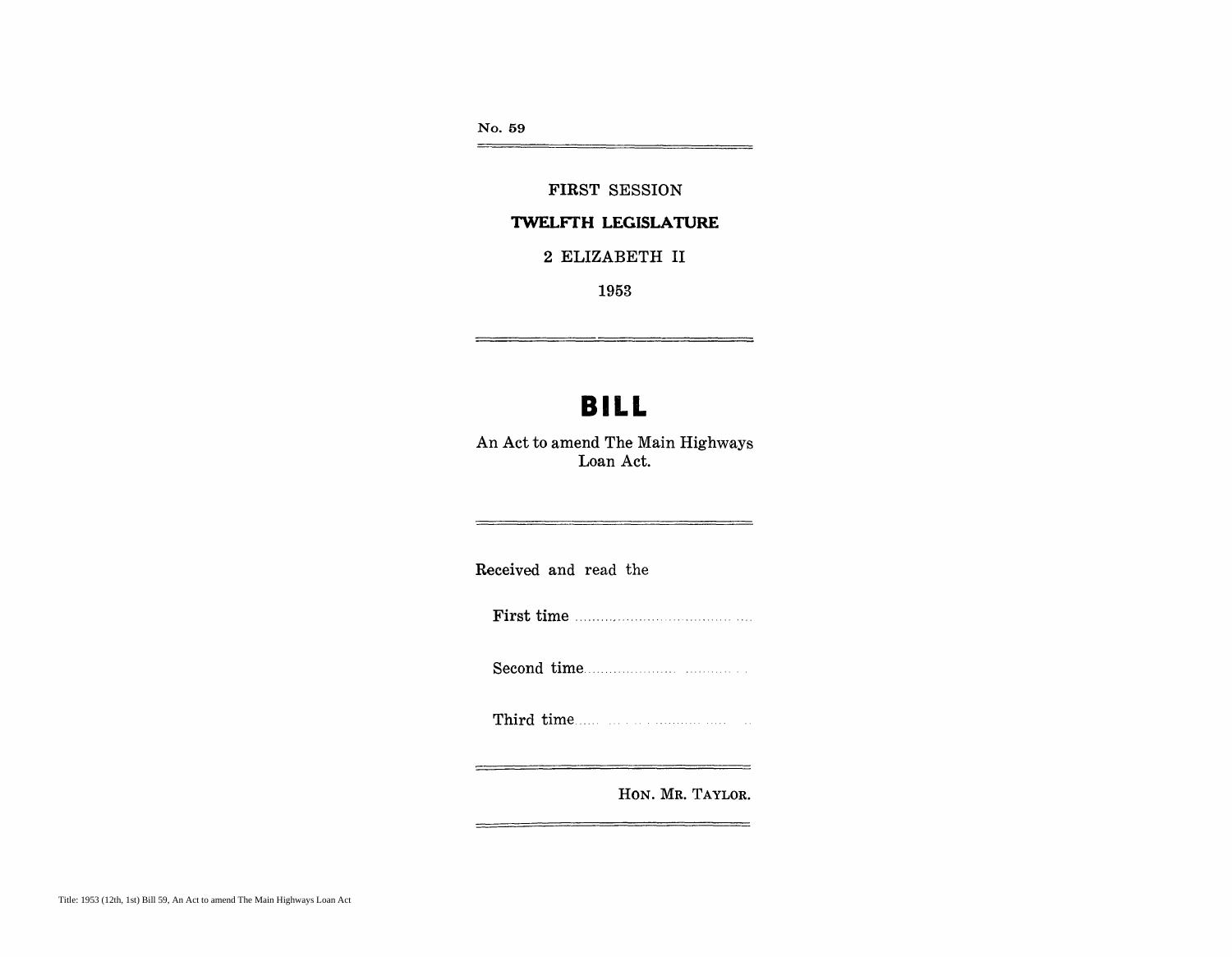No. 59

FIRST SESSION

**TWELFTH LEGISLATURE**

2 ELIZABETH II

1953

# BILL

An Act to amend The Main Highways Loan Act.

Received and read the

First time ........................................

Second time ........................................

Third time ........................................

HON. MR. TAYLOR.

Title: 1953 (12th, 1st) Bill 59, An Act to amend The Main Highways Loan Act